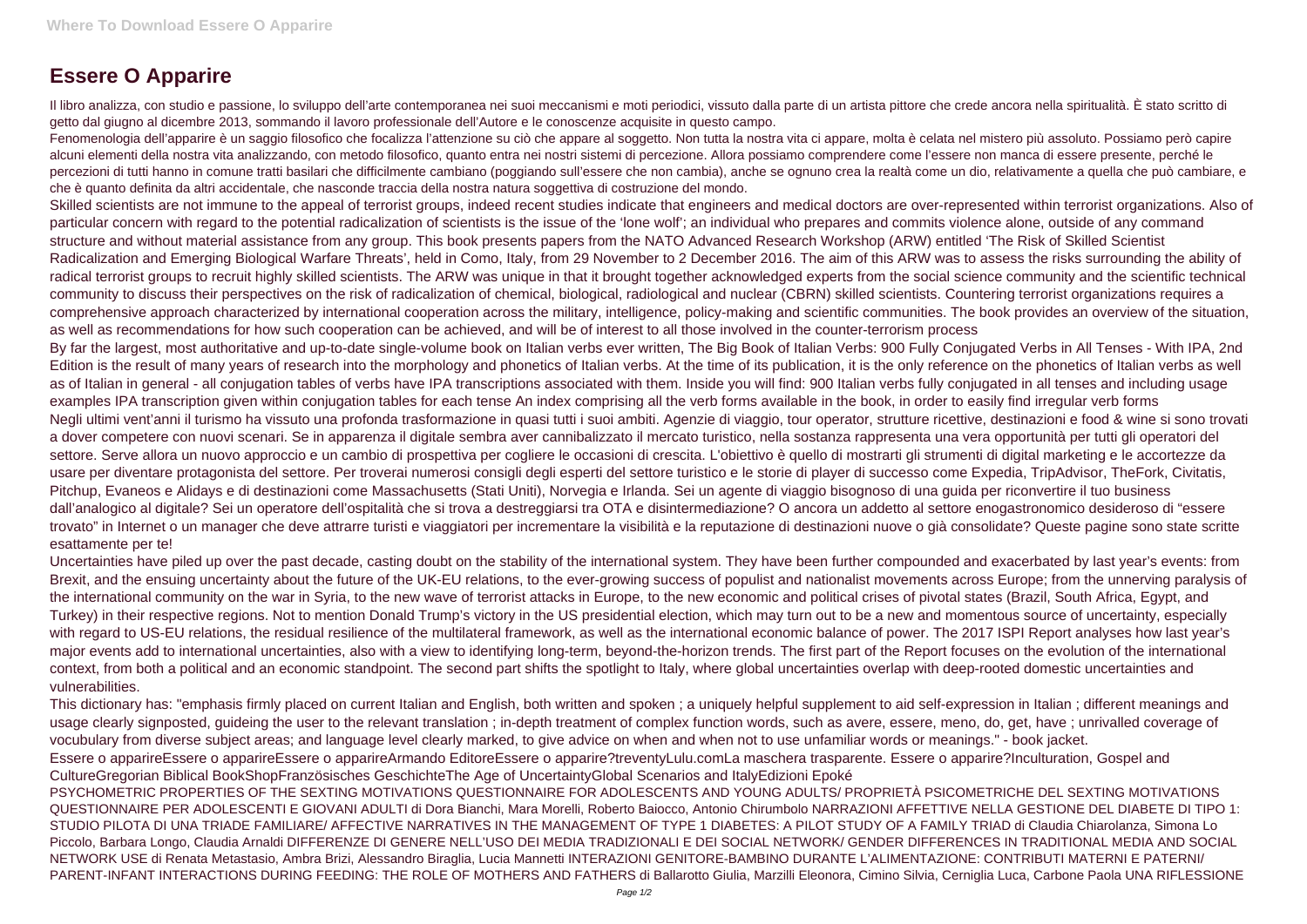# Essere O Apparire

Il libro analizza, con studio e passione, lo sviluppo dell'arte contemporanea nei suoi meccanismi e moti periodici, vissuto dalla parte di un artista pittore che crede ancora nella spiritualità. È stato scritto di getto dal giugno al dicembre 2013, sommando il lavoro professionale dell'Autore e le conoscenze acquisite in questo campo.

Fenomenologia dell'apparire è un saggio filosofico che focalizza l'attenzione su ciò che appare al soggetto. Non tutta la nostra vita ci appare, molta è celata nel mistero più assoluto. Possiamo però capire alcuni elementi della nostra vita analizzando, con metodo filosofico, quanto entra nei nostri sistemi di percezione. Allora possiamo comprendere come l'essere non manca di essere presente, perché le percezioni di tutti hanno in comune tratti basilari che difficilmente cambiano (poggiando sull'essere che non cambia), anche se ognuno crea la realtà come un dio, relativamente a quella che può cambiare, e che è quanto definita da altri accidentale, che nasconde traccia della nostra natura soggettiva di costruzione del mondo.

Skilled scientists are not immune to the appeal of terrorist groups, indeed recent studies indicate that engineers and medical doctors are over-represented within terrorist organizations. Also of particular concern with regard to the potential radicalization of scientists is the issue of the 'lone wolf'; an individual who prepares and commits violence alone, outside of any command structure and without material assistance from any group. This book presents papers from the NATO Advanced Research Workshop (ARW) entitled 'The Risk of Skilled Scientist Radicalization and Emerging Biological Warfare Threats', held in Como, Italy, from 29 November to 2 December 2016. The aim of this ARW was to assess the risks surrounding the ability of radical terrorist groups to recruit highly skilled scientists. The ARW was unique in that it brought together acknowledged experts from the social science community and the scientific technical community to discuss their perspectives on the risk of radicalization of chemical, biological, radiological and nuclear (CBRN) skilled scientists. Countering terrorist organizations requires a comprehensive approach characterized by international cooperation across the military, intelligence, policy-making and scientific communities. The book provides an overview of the situation, as well as recommendations for how such cooperation can be achieved, and will be of interest to all those involved in the counter-terrorism process

By far the largest, most authoritative and up-to-date single-volume book on Italian verbs ever written, The Big Book of Italian Verbs: 900 Fully Conjugated Verbs in All Tenses - With IPA, 2nd Edition is the result of many years of research into the morphology and phonetics of Italian verbs. At the time of its publication, it is the only reference on the phonetics of Italian verbs as well as of Italian in general - all conjugation tables of verbs have IPA transcriptions associated with them. Inside you will find: 900 Italian verbs fully conjugated in all tenses and including usage examples IPA transcription given within conjugation tables for each tense An index comprising all the verb forms available in the book, in order to easily find irregular verb forms

Negli ultimi vent'anni il turismo ha vissuto una profonda trasformazione in quasi tutti i suoi ambiti. Agenzie di viaggio, tour operator, strutture ricettive, destinazioni e food & wine si sono trovati a dover competere con nuovi scenari. Se in apparenza il digitale sembra aver cannibalizzato il mercato turistico, nella sostanza rappresenta una vera opportunità per tutti gli operatori del settore. Serve allora un nuovo approccio e un cambio di prospettiva per cogliere le occasioni di crescita. L'obiettivo è quello di mostrarti gli strumenti di digital marketing e le accortezze da usare per diventare protagonista del settore. Per troverai numerosi consigli degli esperti del settore turistico e le storie di player di successo come Expedia, TripAdvisor, TheFork, Civitatis, Pitchup, Evaneos e Alidays e di destinazioni come Massachusetts (Stati Uniti), Norvegia e Irlanda. Sei un agente di viaggio bisognoso di una guida per riconvertire il tuo business dall'analogico al digitale? Sei un operatore dell'ospitalità che si trova a destreggiarsi tra OTA e disintermediazione? O ancora un addetto al settore enogastronomico desideroso di "essere trovato" in Internet o un manager che deve attrarre turisti e viaggiatori per incrementare la visibilità e la reputazione di destinazioni nuove o già consolidate? Queste pagine sono state scritte esattamente per te!

Uncertainties have piled up over the past decade, casting doubt on the stability of the international system. They have been further compounded and exacerbated by last year's events: from Brexit, and the ensuing uncertainty about the future of the UK-EU relations, to the ever-growing success of populist and nationalist movements across Europe; from the unnerving paralysis of the international community on the war in Syria, to the new wave of terrorist attacks in Europe, to the new economic and political crises of pivotal states (Brazil, South Africa, Egypt, and Turkey) in their respective regions. Not to mention Donald Trump's victory in the US presidential election, which may turn out to be a new and momentous source of uncertainty, especially with regard to US-EU relations, the residual resilience of the multilateral framework, as well as the international economic balance of power. The 2017 ISPI Report analyses how last year's major events add to international uncertainties, also with a view to identifying long-term, beyond-the-horizon trends. The first part of the Report focuses on the evolution of the international context, from both a political and an economic standpoint. The second part shifts the spotlight to Italy, where global uncertainties overlap with deep-rooted domestic uncertainties and vulnerabilities.

This dictionary has: "emphasis firmly placed on current Italian and English, both written and spoken ; a uniquely helpful supplement to aid self-expression in Italian ; different meanings and usage clearly signposted, guideing the user to the relevant translation ; in-depth treatment of complex function words, such as avere, essere, meno, do, get, have ; unrivalled coverage of vocubulary from diverse subject areas; and language level clearly marked, to give advice on when and when not to use unfamiliar words or meanings." - book jacket.

Essere o apparireEssere o apparireEssere o apparireArmando EditoreEssere o apparire?treventyLulu.comLa maschera trasparente. Essere o apparire?Inculturation, Gospel and CultureGregorian Biblical BookShopFranzösisches GeschichteThe Age of UncertaintyGlobal Scenarios and ItalyEdizioni Epoké

PSYCHOMETRIC PROPERTIES OF THE SEXTING MOTIVATIONS QUESTIONNAIRE FOR ADOLESCENTS AND YOUNG ADULTS/ PROPRIETÀ PSICOMETRICHE DEL SEXTING MOTIVATIONS QUESTIONNAIRE PER ADOLESCENTI E GIOVANI ADULTI di Dora Bianchi, Mara Morelli, Roberto Baiocco, Antonio Chirumbolo NARRAZIONI AFFETTIVE NELLA GESTIONE DEL DIABETE DI TIPO 1: STUDIO PILOTA DI UNA TRIADE FAMILIARE/ AFFECTIVE NARRATIVES IN THE MANAGEMENT OF TYPE 1 DIABETES: A PILOT STUDY OF A FAMILY TRIAD di Claudia Chiarolanza, Simona Lo Piccolo, Barbara Longo, Claudia Arnaldi DIFFERENZE DI GENERE NELL'USO DEI MEDIA TRADIZIONALI E DEI SOCIAL NETWORK/ GENDER DIFFERENCES IN TRADITIONAL MEDIA AND SOCIAL NETWORK USE di Renata Metastasio, Ambra Brizi, Alessandro Biraglia, Lucia Mannetti INTERAZIONI GENITORE-BAMBINO DURANTE L'ALIMENTAZIONE: CONTRIBUTI MATERNI E PATERNI/ PARENT-INFANT INTERACTIONS DURING FEEDING: THE ROLE OF MOTHERS AND FATHERS di Ballarotto Giulia, Marzilli Eleonora, Cimino Silvia, Cerniglia Luca, Carbone Paola UNA RIFLESSIONE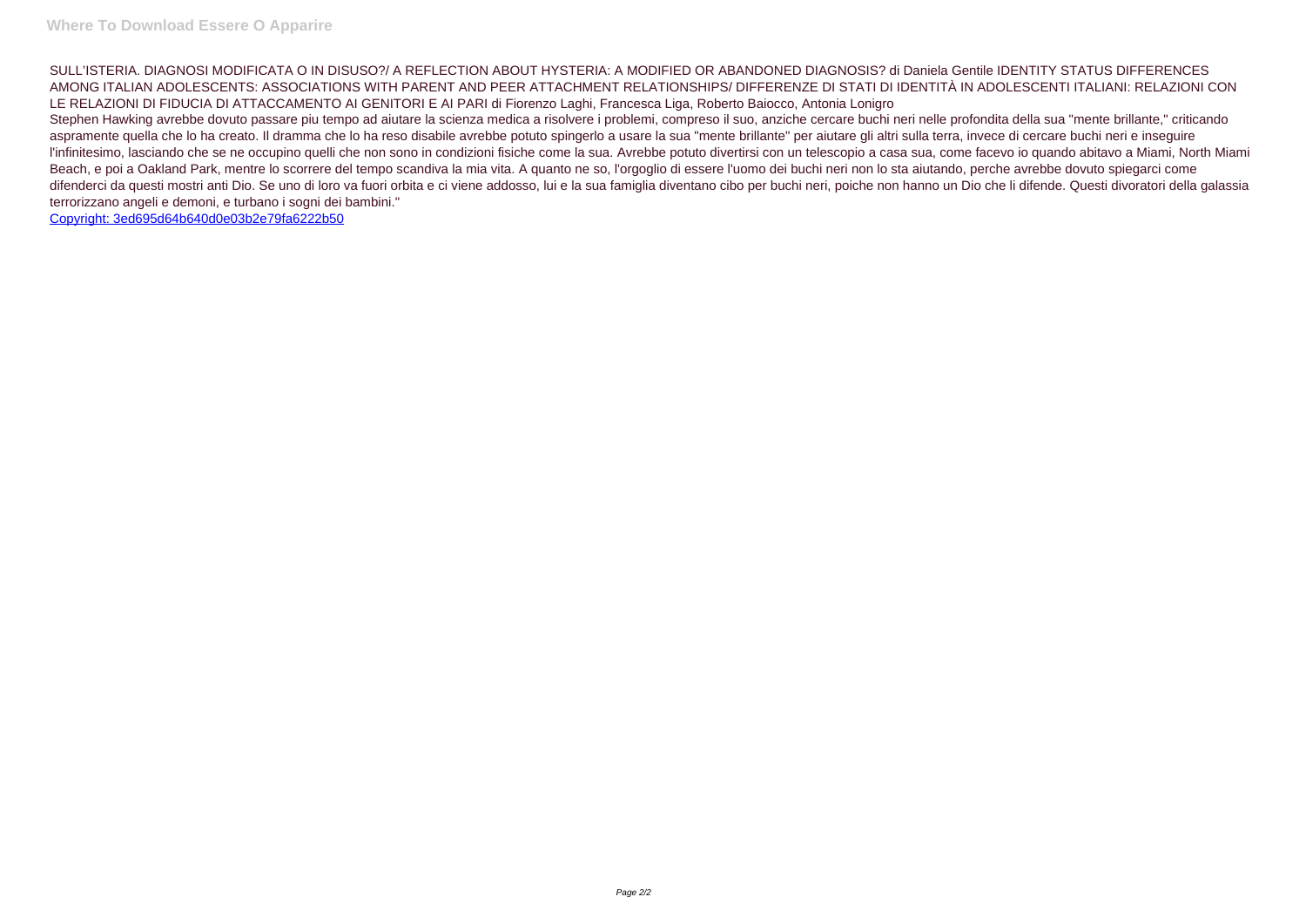SULL'ISTERIA. DIAGNOSI MODIFICATA O IN DISUSO?/ A REFLECTION ABOUT HYSTERIA: A MODIFIED OR ABANDONED DIAGNOSIS? di Daniela Gentile IDENTITY STATUS DIFFERENCES AMONG ITALIAN ADOLESCENTS: ASSOCIATIONS WITH PARENT AND PEER ATTACHMENT RELATIONSHIPS/ DIFFERENZE DI STATI DI IDENTITÀ IN ADOLESCENTI ITALIANI: RELAZIONI CON LE RELAZIONI DI FIDUCIA DI ATTACCAMENTO AI GENITORI E AI PARI di Fiorenzo Laghi, Francesca Liga, Roberto Baiocco, Antonia Lonigro

Stephen Hawking avrebbe dovuto passare piu tempo ad aiutare la scienza medica a risolvere i problemi, compreso il suo, anziche cercare buchi neri nelle profondita della sua "mente brillante," criticando aspramente quella che lo ha creato. Il dramma che lo ha reso disabile avrebbe potuto spingerlo a usare la sua "mente brillante" per aiutare gli altri sulla terra, invece di cercare buchi neri e inseguire l'infinitesimo, lasciando che se ne occupino quelli che non sono in condizioni fisiche come la sua. Avrebbe potuto divertirsi con un telescopio a casa sua, come facevo io quando abitavo a Miami, North Miami Beach, e poi a Oakland Park, mentre lo scorrere del tempo scandiva la mia vita. A quanto ne so, l'orgoglio di essere l'uomo dei buchi neri non lo sta aiutando, perche avrebbe dovuto spiegarci come difenderci da questi mostri anti Dio. Se uno di loro va fuori orbita e ci viene addosso, lui e la sua famiglia diventano cibo per buchi neri, poiche non hanno un Dio che li difende. Questi divoratori della galassia terrorizzano angeli e demoni, e turbano i sogni dei bambini."

Copyright: 3ed695d64b640d0e03b2e79fa6222b50